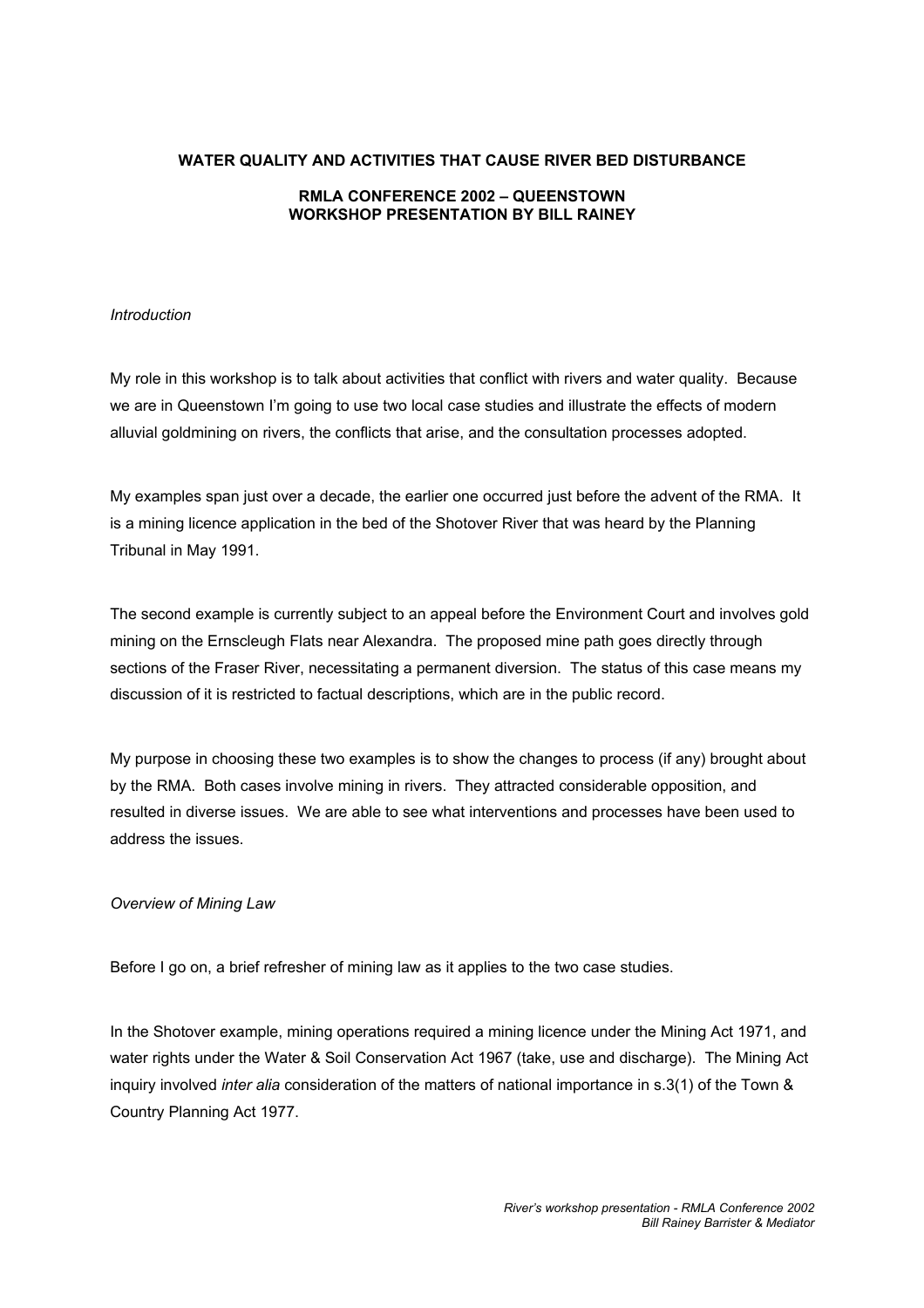# WATER QUALITY AND ACTIVITIES THAT CAUSE RIVER BED DISTURBANCE

## RMLA CONFERENCE 2002 – QUEENSTOWN
## WORKSHOP PRESENTATION BY BILL RAINEY

*Introduction*

My role in this workshop is to talk about activities that conflict with rivers and water quality. Because we are in Queenstown I'm going to use two local case studies and illustrate the effects of modern alluvial goldmining on rivers, the conflicts that arise, and the consultation processes adopted.

My examples span just over a decade, the earlier one occurred just before the advent of the RMA. It is a mining licence application in the bed of the Shotover River that was heard by the Planning Tribunal in May 1991.

The second example is currently subject to an appeal before the Environment Court and involves gold mining on the Ernscleugh Flats near Alexandra. The proposed mine path goes directly through sections of the Fraser River, necessitating a permanent diversion. The status of this case means my discussion of it is restricted to factual descriptions, which are in the public record.

My purpose in choosing these two examples is to show the changes to process (if any) brought about by the RMA. Both cases involve mining in rivers. They attracted considerable opposition, and resulted in diverse issues. We are able to see what interventions and processes have been used to address the issues.

*Overview of Mining Law*

Before I go on, a brief refresher of mining law as it applies to the two case studies.

In the Shotover example, mining operations required a mining licence under the Mining Act 1971, and water rights under the Water & Soil Conservation Act 1967 (take, use and discharge). The Mining Act inquiry involved *inter alia* consideration of the matters of national importance in s.3(1) of the Town & Country Planning Act 1977.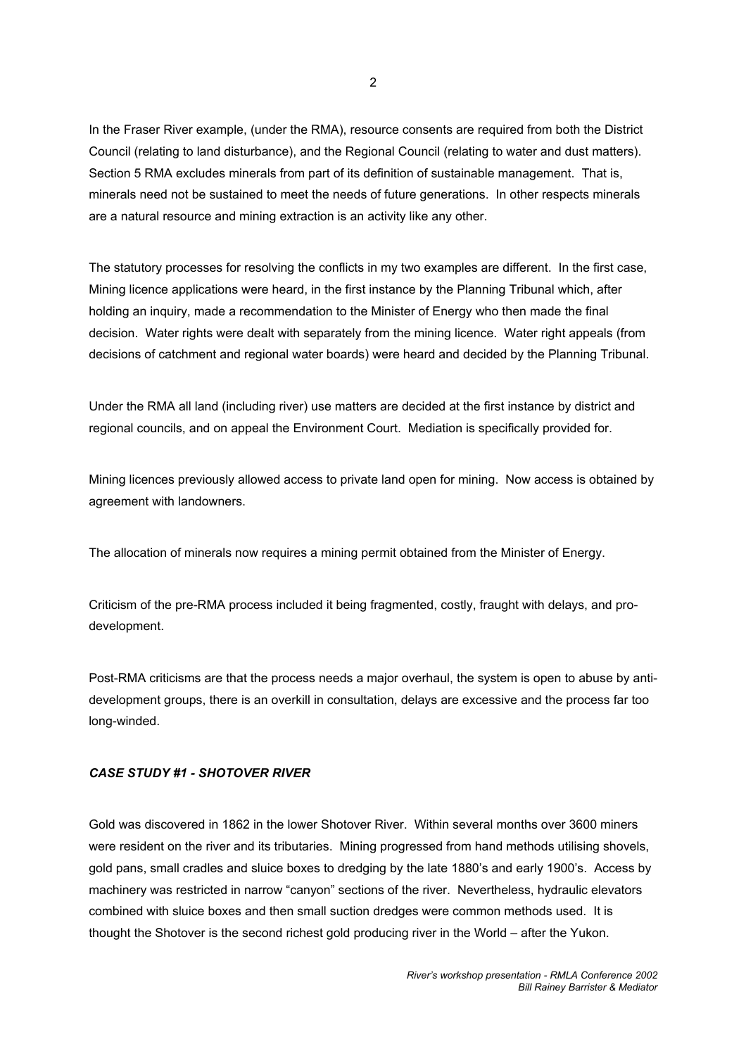In the Fraser River example, (under the RMA), resource consents are required from both the District Council (relating to land disturbance), and the Regional Council (relating to water and dust matters). Section 5 RMA excludes minerals from part of its definition of sustainable management. That is, minerals need not be sustained to meet the needs of future generations. In other respects minerals are a natural resource and mining extraction is an activity like any other.

The statutory processes for resolving the conflicts in my two examples are different. In the first case, Mining licence applications were heard, in the first instance by the Planning Tribunal which, after holding an inquiry, made a recommendation to the Minister of Energy who then made the final decision. Water rights were dealt with separately from the mining licence. Water right appeals (from decisions of catchment and regional water boards) were heard and decided by the Planning Tribunal.

Under the RMA all land (including river) use matters are decided at the first instance by district and regional councils, and on appeal the Environment Court. Mediation is specifically provided for.

Mining licences previously allowed access to private land open for mining. Now access is obtained by agreement with landowners.

The allocation of minerals now requires a mining permit obtained from the Minister of Energy.

Criticism of the pre-RMA process included it being fragmented, costly, fraught with delays, and pro-development.

Post-RMA criticisms are that the process needs a major overhaul, the system is open to abuse by anti-development groups, there is an overkill in consultation, delays are excessive and the process far too long-winded.

### *CASE STUDY #1 - SHOTOVER RIVER*

Gold was discovered in 1862 in the lower Shotover River. Within several months over 3600 miners were resident on the river and its tributaries. Mining progressed from hand methods utilising shovels, gold pans, small cradles and sluice boxes to dredging by the late 1880's and early 1900's. Access by machinery was restricted in narrow "canyon" sections of the river. Nevertheless, hydraulic elevators combined with sluice boxes and then small suction dredges were common methods used. It is thought the Shotover is the second richest gold producing river in the World – after the Yukon.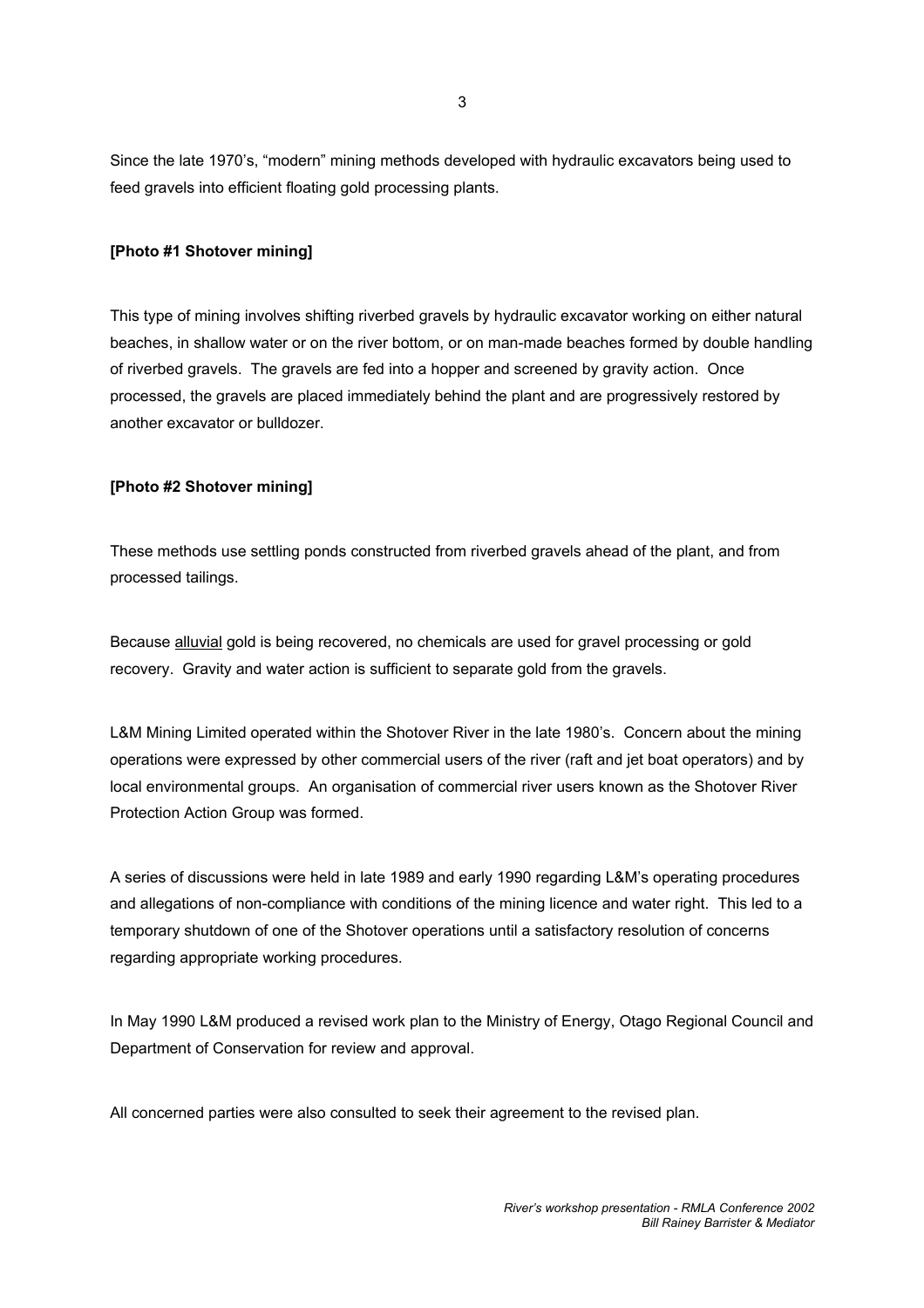Since the late 1970's, "modern" mining methods developed with hydraulic excavators being used to feed gravels into efficient floating gold processing plants.

**[Photo #1 Shotover mining]**

This type of mining involves shifting riverbed gravels by hydraulic excavator working on either natural beaches, in shallow water or on the river bottom, or on man-made beaches formed by double handling of riverbed gravels. The gravels are fed into a hopper and screened by gravity action. Once processed, the gravels are placed immediately behind the plant and are progressively restored by another excavator or bulldozer.

**[Photo #2 Shotover mining]**

These methods use settling ponds constructed from riverbed gravels ahead of the plant, and from processed tailings.

Because <u>alluvial</u> gold is being recovered, no chemicals are used for gravel processing or gold recovery. Gravity and water action is sufficient to separate gold from the gravels.

L&M Mining Limited operated within the Shotover River in the late 1980's. Concern about the mining operations were expressed by other commercial users of the river (raft and jet boat operators) and by local environmental groups. An organisation of commercial river users known as the Shotover River Protection Action Group was formed.

A series of discussions were held in late 1989 and early 1990 regarding L&M's operating procedures and allegations of non-compliance with conditions of the mining licence and water right. This led to a temporary shutdown of one of the Shotover operations until a satisfactory resolution of concerns regarding appropriate working procedures.

In May 1990 L&M produced a revised work plan to the Ministry of Energy, Otago Regional Council and Department of Conservation for review and approval.

All concerned parties were also consulted to seek their agreement to the revised plan.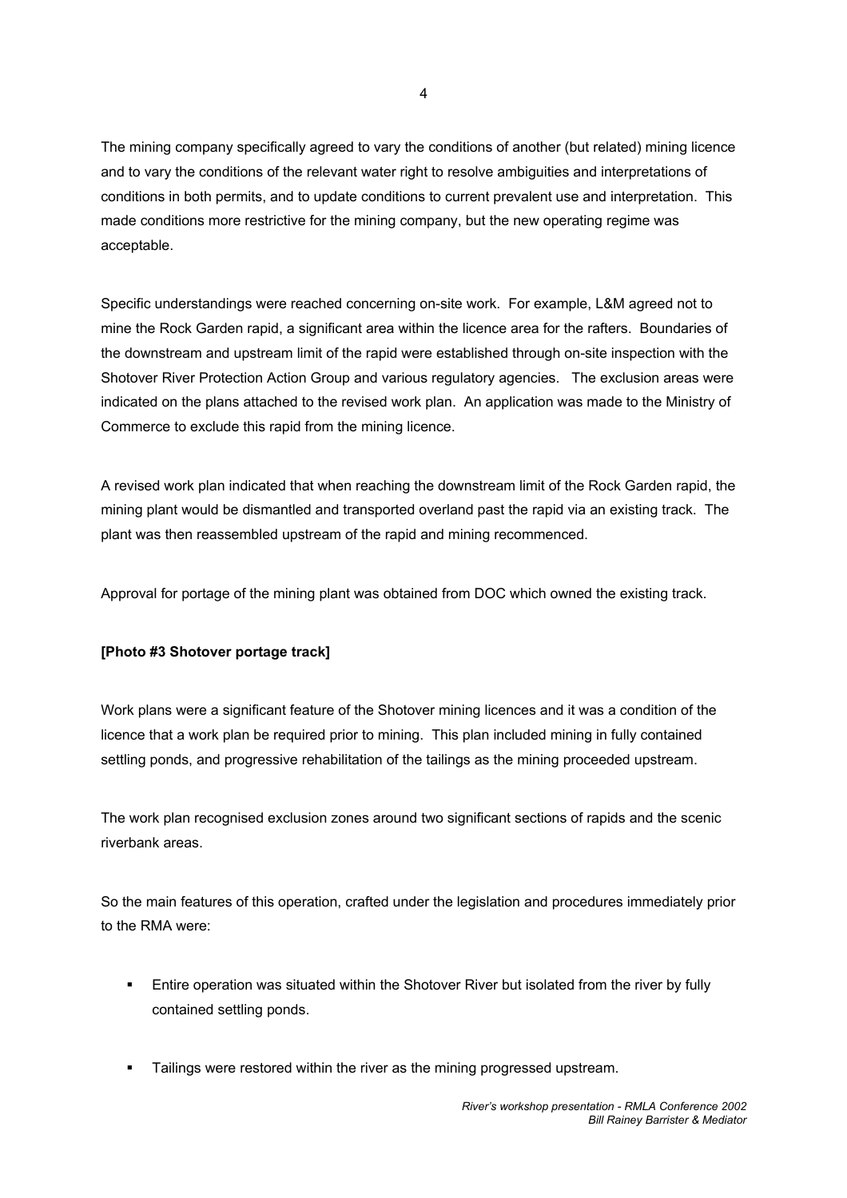The mining company specifically agreed to vary the conditions of another (but related) mining licence and to vary the conditions of the relevant water right to resolve ambiguities and interpretations of conditions in both permits, and to update conditions to current prevalent use and interpretation. This made conditions more restrictive for the mining company, but the new operating regime was acceptable.

Specific understandings were reached concerning on-site work. For example, L&M agreed not to mine the Rock Garden rapid, a significant area within the licence area for the rafters. Boundaries of the downstream and upstream limit of the rapid were established through on-site inspection with the Shotover River Protection Action Group and various regulatory agencies. The exclusion areas were indicated on the plans attached to the revised work plan. An application was made to the Ministry of Commerce to exclude this rapid from the mining licence.

A revised work plan indicated that when reaching the downstream limit of the Rock Garden rapid, the mining plant would be dismantled and transported overland past the rapid via an existing track. The plant was then reassembled upstream of the rapid and mining recommenced.

Approval for portage of the mining plant was obtained from DOC which owned the existing track.

**[Photo #3 Shotover portage track]**

Work plans were a significant feature of the Shotover mining licences and it was a condition of the licence that a work plan be required prior to mining. This plan included mining in fully contained settling ponds, and progressive rehabilitation of the tailings as the mining proceeded upstream.

The work plan recognised exclusion zones around two significant sections of rapids and the scenic riverbank areas.

So the main features of this operation, crafted under the legislation and procedures immediately prior to the RMA were:

- Entire operation was situated within the Shotover River but isolated from the river by fully contained settling ponds.

- Tailings were restored within the river as the mining progressed upstream.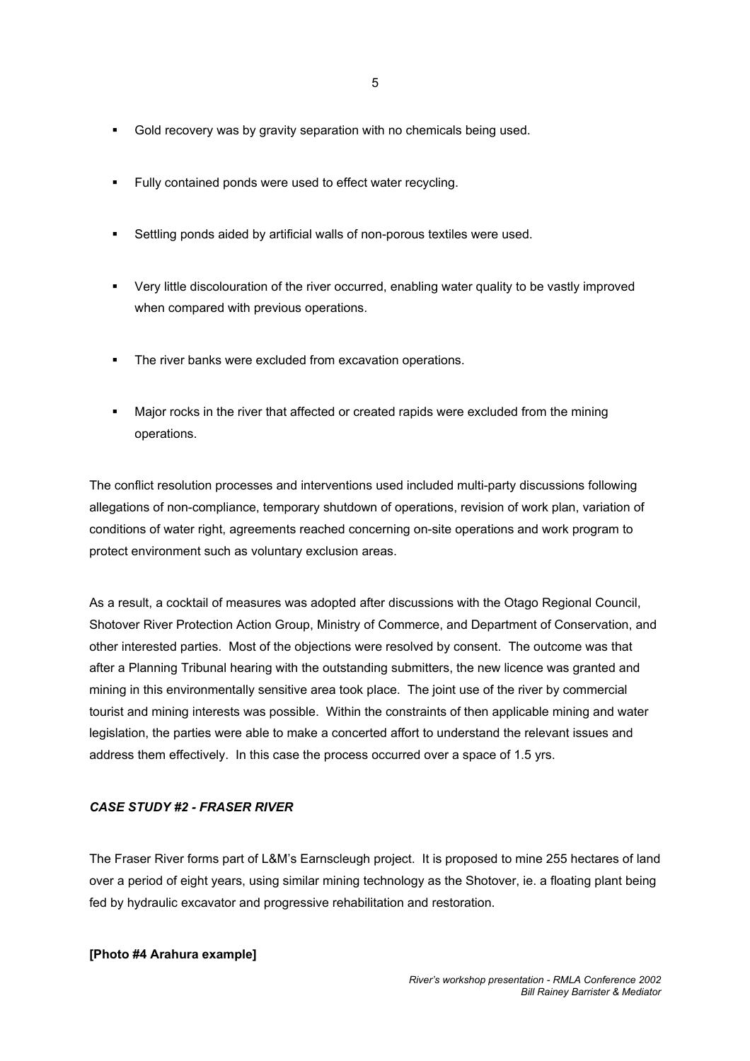- Gold recovery was by gravity separation with no chemicals being used.
- Fully contained ponds were used to effect water recycling.
- Settling ponds aided by artificial walls of non-porous textiles were used.
- Very little discolouration of the river occurred, enabling water quality to be vastly improved when compared with previous operations.
- The river banks were excluded from excavation operations.
- Major rocks in the river that affected or created rapids were excluded from the mining operations.

The conflict resolution processes and interventions used included multi-party discussions following allegations of non-compliance, temporary shutdown of operations, revision of work plan, variation of conditions of water right, agreements reached concerning on-site operations and work program to protect environment such as voluntary exclusion areas.

As a result, a cocktail of measures was adopted after discussions with the Otago Regional Council, Shotover River Protection Action Group, Ministry of Commerce, and Department of Conservation, and other interested parties. Most of the objections were resolved by consent. The outcome was that after a Planning Tribunal hearing with the outstanding submitters, the new licence was granted and mining in this environmentally sensitive area took place. The joint use of the river by commercial tourist and mining interests was possible. Within the constraints of then applicable mining and water legislation, the parties were able to make a concerted affort to understand the relevant issues and address them effectively. In this case the process occurred over a space of 1.5 yrs.

### *CASE STUDY #2 - FRASER RIVER*

The Fraser River forms part of L&M's Earnscleugh project. It is proposed to mine 255 hectares of land over a period of eight years, using similar mining technology as the Shotover, ie. a floating plant being fed by hydraulic excavator and progressive rehabilitation and restoration.

**[Photo #4 Arahura example]**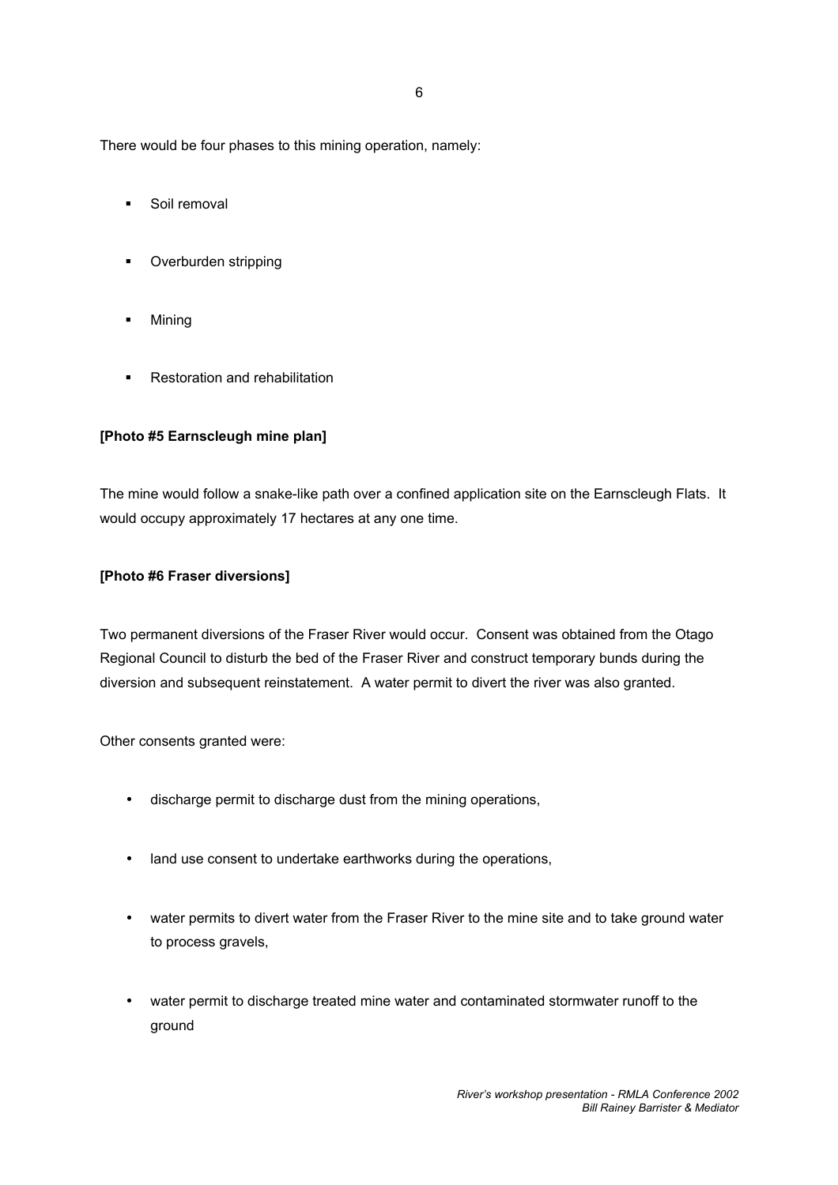There would be four phases to this mining operation, namely:

- Soil removal
- Overburden stripping
- Mining
- Restoration and rehabilitation

**[Photo #5 Earnscleugh mine plan]**

The mine would follow a snake-like path over a confined application site on the Earnscleugh Flats. It would occupy approximately 17 hectares at any one time.

**[Photo #6 Fraser diversions]**

Two permanent diversions of the Fraser River would occur. Consent was obtained from the Otago Regional Council to disturb the bed of the Fraser River and construct temporary bunds during the diversion and subsequent reinstatement. A water permit to divert the river was also granted.

Other consents granted were:

- discharge permit to discharge dust from the mining operations,
- land use consent to undertake earthworks during the operations,
- water permits to divert water from the Fraser River to the mine site and to take ground water to process gravels,
- water permit to discharge treated mine water and contaminated stormwater runoff to the ground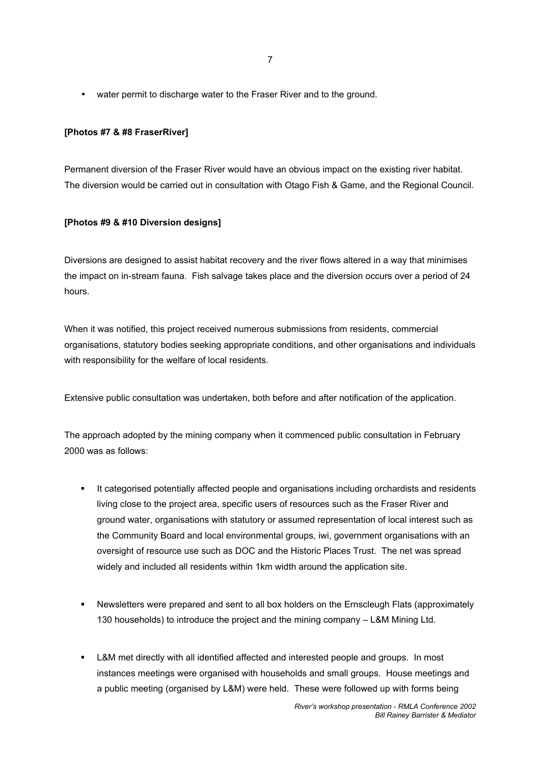- water permit to discharge water to the Fraser River and to the ground.

**[Photos #7 & #8 FraserRiver]**

Permanent diversion of the Fraser River would have an obvious impact on the existing river habitat. The diversion would be carried out in consultation with Otago Fish & Game, and the Regional Council.

**[Photos #9 & #10 Diversion designs]**

Diversions are designed to assist habitat recovery and the river flows altered in a way that minimises the impact on in-stream fauna. Fish salvage takes place and the diversion occurs over a period of 24 hours.

When it was notified, this project received numerous submissions from residents, commercial organisations, statutory bodies seeking appropriate conditions, and other organisations and individuals with responsibility for the welfare of local residents.

Extensive public consultation was undertaken, both before and after notification of the application.

The approach adopted by the mining company when it commenced public consultation in February 2000 was as follows:

- It categorised potentially affected people and organisations including orchardists and residents living close to the project area, specific users of resources such as the Fraser River and ground water, organisations with statutory or assumed representation of local interest such as the Community Board and local environmental groups, iwi, government organisations with an oversight of resource use such as DOC and the Historic Places Trust. The net was spread widely and included all residents within 1km width around the application site.

- Newsletters were prepared and sent to all box holders on the Ernscleugh Flats (approximately 130 households) to introduce the project and the mining company – L&M Mining Ltd.

- L&M met directly with all identified affected and interested people and groups. In most instances meetings were organised with households and small groups. House meetings and a public meeting (organised by L&M) were held. These were followed up with forms being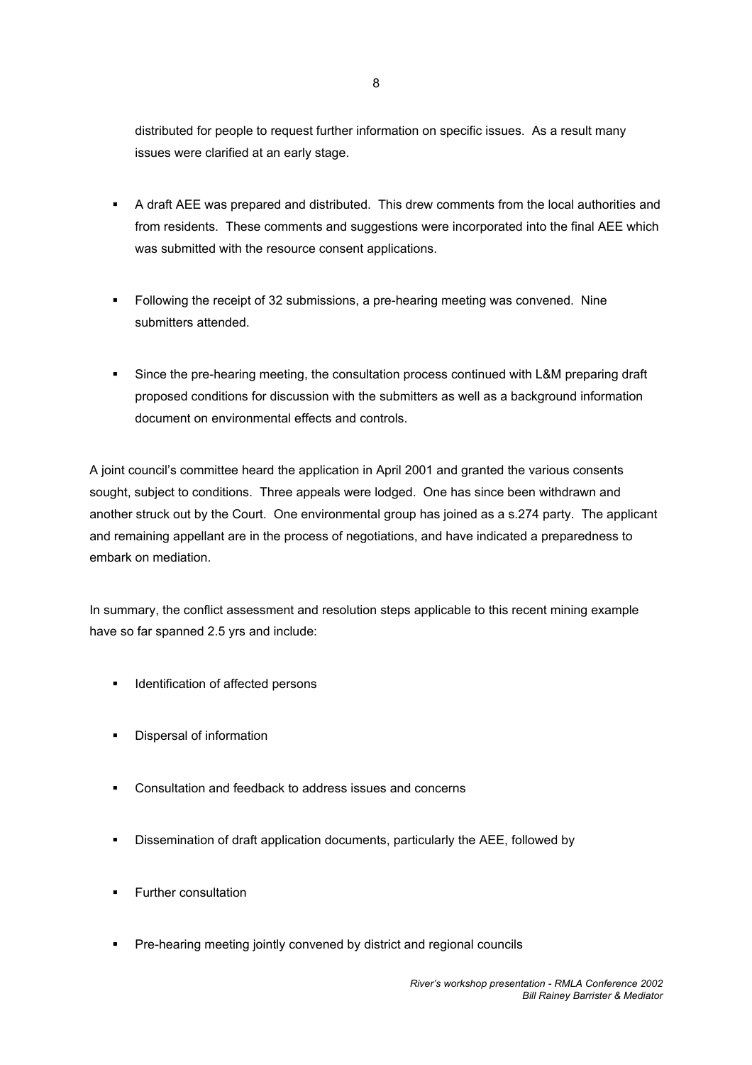distributed for people to request further information on specific issues. As a result many issues were clarified at an early stage.

- A draft AEE was prepared and distributed. This drew comments from the local authorities and from residents. These comments and suggestions were incorporated into the final AEE which was submitted with the resource consent applications.

- Following the receipt of 32 submissions, a pre-hearing meeting was convened. Nine submitters attended.

- Since the pre-hearing meeting, the consultation process continued with L&M preparing draft proposed conditions for discussion with the submitters as well as a background information document on environmental effects and controls.

A joint council's committee heard the application in April 2001 and granted the various consents sought, subject to conditions. Three appeals were lodged. One has since been withdrawn and another struck out by the Court. One environmental group has joined as a s.274 party. The applicant and remaining appellant are in the process of negotiations, and have indicated a preparedness to embark on mediation.

In summary, the conflict assessment and resolution steps applicable to this recent mining example have so far spanned 2.5 yrs and include:

- Identification of affected persons

- Dispersal of information

- Consultation and feedback to address issues and concerns

- Dissemination of draft application documents, particularly the AEE, followed by

- Further consultation

- Pre-hearing meeting jointly convened by district and regional councils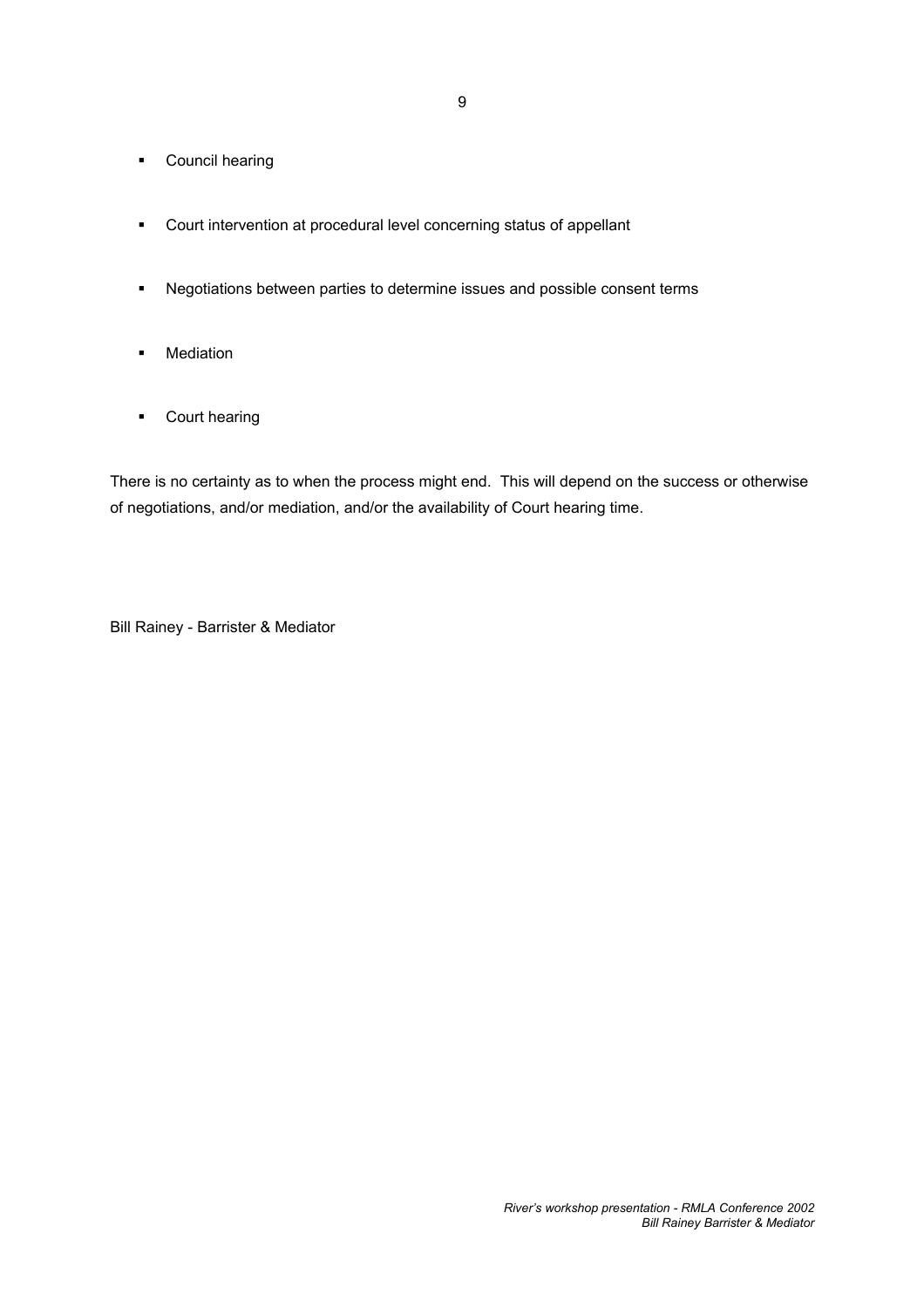- Council hearing

- Court intervention at procedural level concerning status of appellant

- Negotiations between parties to determine issues and possible consent terms

- Mediation

- Court hearing

There is no certainty as to when the process might end. This will depend on the success or otherwise of negotiations, and/or mediation, and/or the availability of Court hearing time.

Bill Rainey - Barrister & Mediator